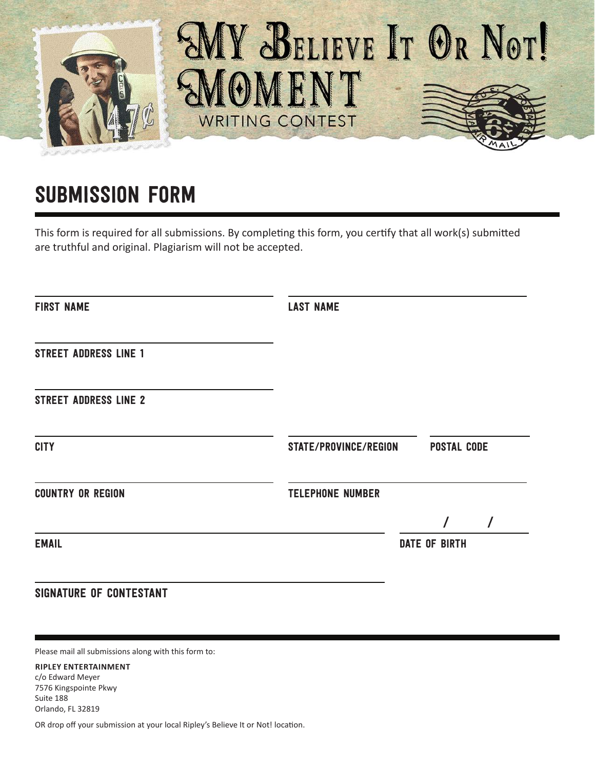# MY BELIEVE IT OR NOT! MOMENT

WRITING CONTEST

## SUBMISSION FORM

This form is required for all submissions. By completing this form, you certify that all work(s) submitted are truthful and original. Plagiarism will not be accepted.

FIRST NAME

LAST NAME

STREET ADDRESS LINE 1

STREET ADDRESS LINE 2

CITY

STATE/PROVINCE/REGION

POSTAL CODE

COUNTRY OR REGION

TELEPHONE NUMBER

EMAIL

/ /

DATE OF BIRTH

SIGNATURE OF CONTESTANT

Please mail all submissions along with this form to:

**RIPLEY ENTERTAINMENT**
c/o Edward Meyer
7576 Kingspointe Pkwy
Suite 188
Orlando, FL 32819

OR drop off your submission at your local Ripley's Believe It or Not! location.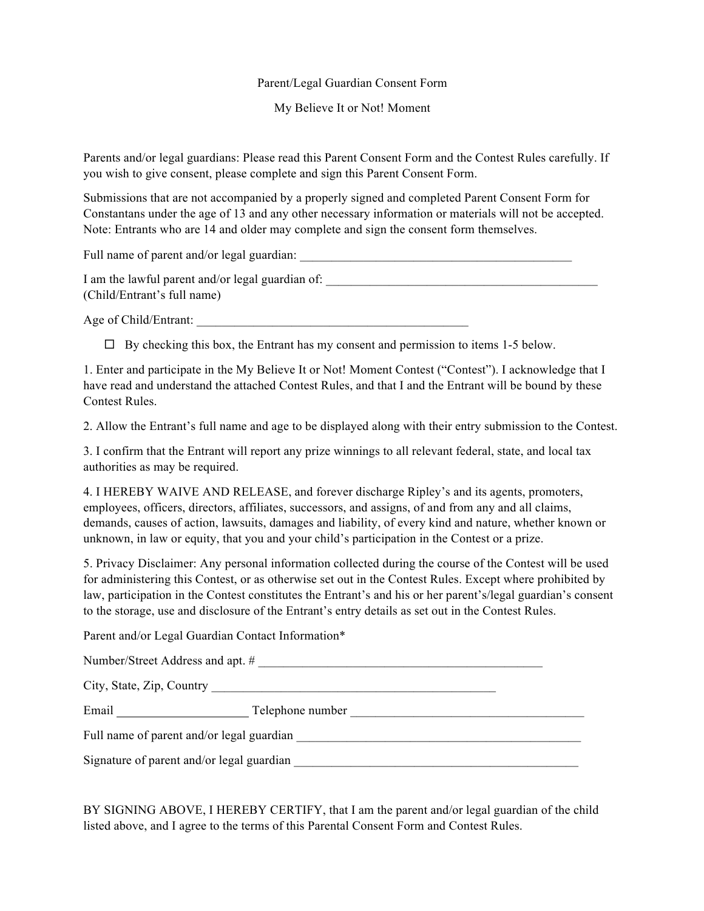Parent/Legal Guardian Consent Form

My Believe It or Not! Moment

Parents and/or legal guardians: Please read this Parent Consent Form and the Contest Rules carefully. If you wish to give consent, please complete and sign this Parent Consent Form.

Submissions that are not accompanied by a properly signed and completed Parent Consent Form for Constantans under the age of 13 and any other necessary information or materials will not be accepted. Note: Entrants who are 14 and older may complete and sign the consent form themselves.

Full name of parent and/or legal guardian: ____________________________________________

I am the lawful parent and/or legal guardian of: ____________________________________________
(Child/Entrant's full name)

Age of Child/Entrant: ____________________________________________

☐ By checking this box, the Entrant has my consent and permission to items 1-5 below.

1. Enter and participate in the My Believe It or Not! Moment Contest ("Contest"). I acknowledge that I have read and understand the attached Contest Rules, and that I and the Entrant will be bound by these Contest Rules.

2. Allow the Entrant's full name and age to be displayed along with their entry submission to the Contest.

3. I confirm that the Entrant will report any prize winnings to all relevant federal, state, and local tax authorities as may be required.

4. I HEREBY WAIVE AND RELEASE, and forever discharge Ripley's and its agents, promoters, employees, officers, directors, affiliates, successors, and assigns, of and from any and all claims, demands, causes of action, lawsuits, damages and liability, of every kind and nature, whether known or unknown, in law or equity, that you and your child's participation in the Contest or a prize.

5. Privacy Disclaimer: Any personal information collected during the course of the Contest will be used for administering this Contest, or as otherwise set out in the Contest Rules. Except where prohibited by law, participation in the Contest constitutes the Entrant's and his or her parent's/legal guardian's consent to the storage, use and disclosure of the Entrant's entry details as set out in the Contest Rules.

Parent and/or Legal Guardian Contact Information*

Number/Street Address and apt. # ______________________________________________

City, State, Zip, Country ______________________________________________

Email ____________________ Telephone number ______________________________________

Full name of parent and/or legal guardian ______________________________________________

Signature of parent and/or legal guardian ______________________________________________

BY SIGNING ABOVE, I HEREBY CERTIFY, that I am the parent and/or legal guardian of the child listed above, and I agree to the terms of this Parental Consent Form and Contest Rules.